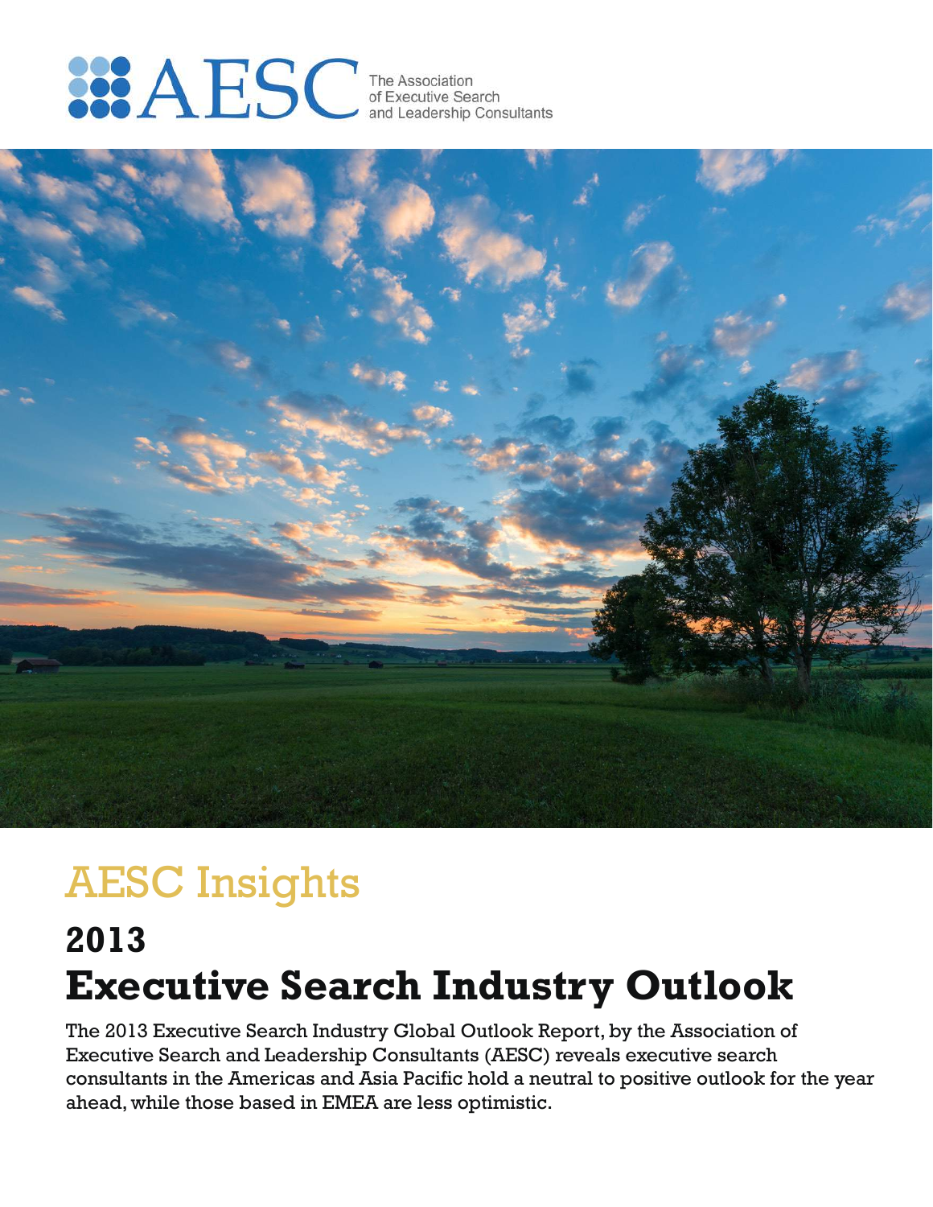AESC The Association of Executive Search and Leadership Consultants

# AESC Insights

## 2013

## Executive Search Industry Outlook

The 2013 Executive Search Industry Global Outlook Report, by the Association of Executive Search and Leadership Consultants (AESC) reveals executive search consultants in the Americas and Asia Pacific hold a neutral to positive outlook for the year ahead, while those based in EMEA are less optimistic.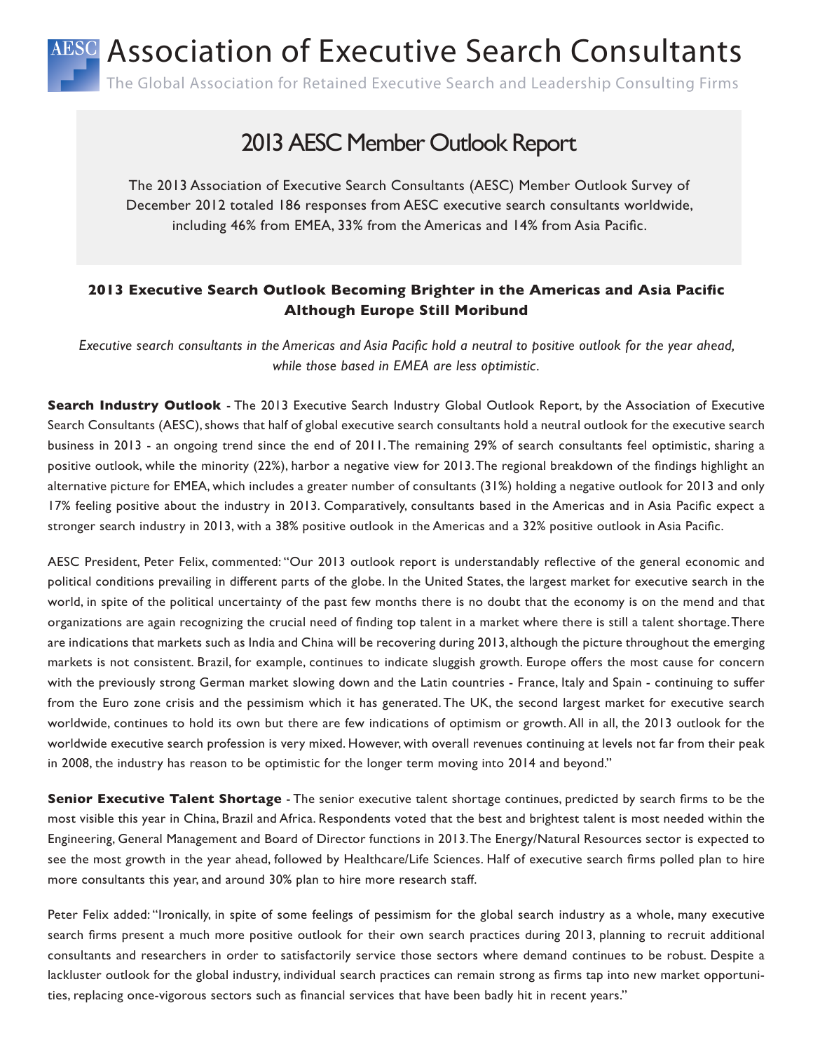# Association of Executive Search Consultants

The Global Association for Retained Executive Search and Leadership Consulting Firms

## 2013 AESC Member Outlook Report

The 2013 Association of Executive Search Consultants (AESC) Member Outlook Survey of December 2012 totaled 186 responses from AESC executive search consultants worldwide, including 46% from EMEA, 33% from the Americas and 14% from Asia Pacific.

### 2013 Executive Search Outlook Becoming Brighter in the Americas and Asia Pacific Although Europe Still Moribund

*Executive search consultants in the Americas and Asia Pacific hold a neutral to positive outlook for the year ahead, while those based in EMEA are less optimistic.*

**Search Industry Outlook** - The 2013 Executive Search Industry Global Outlook Report, by the Association of Executive Search Consultants (AESC), shows that half of global executive search consultants hold a neutral outlook for the executive search business in 2013 - an ongoing trend since the end of 2011. The remaining 29% of search consultants feel optimistic, sharing a positive outlook, while the minority (22%), harbor a negative view for 2013. The regional breakdown of the findings highlight an alternative picture for EMEA, which includes a greater number of consultants (31%) holding a negative outlook for 2013 and only 17% feeling positive about the industry in 2013. Comparatively, consultants based in the Americas and in Asia Pacific expect a stronger search industry in 2013, with a 38% positive outlook in the Americas and a 32% positive outlook in Asia Pacific.

AESC President, Peter Felix, commented: "Our 2013 outlook report is understandably reflective of the general economic and political conditions prevailing in different parts of the globe. In the United States, the largest market for executive search in the world, in spite of the political uncertainty of the past few months there is no doubt that the economy is on the mend and that organizations are again recognizing the crucial need of finding top talent in a market where there is still a talent shortage. There are indications that markets such as India and China will be recovering during 2013, although the picture throughout the emerging markets is not consistent. Brazil, for example, continues to indicate sluggish growth. Europe offers the most cause for concern with the previously strong German market slowing down and the Latin countries - France, Italy and Spain - continuing to suffer from the Euro zone crisis and the pessimism which it has generated. The UK, the second largest market for executive search worldwide, continues to hold its own but there are few indications of optimism or growth. All in all, the 2013 outlook for the worldwide executive search profession is very mixed. However, with overall revenues continuing at levels not far from their peak in 2008, the industry has reason to be optimistic for the longer term moving into 2014 and beyond."

**Senior Executive Talent Shortage** - The senior executive talent shortage continues, predicted by search firms to be the most visible this year in China, Brazil and Africa. Respondents voted that the best and brightest talent is most needed within the Engineering, General Management and Board of Director functions in 2013. The Energy/Natural Resources sector is expected to see the most growth in the year ahead, followed by Healthcare/Life Sciences. Half of executive search firms polled plan to hire more consultants this year, and around 30% plan to hire more research staff.

Peter Felix added: "Ironically, in spite of some feelings of pessimism for the global search industry as a whole, many executive search firms present a much more positive outlook for their own search practices during 2013, planning to recruit additional consultants and researchers in order to satisfactorily service those sectors where demand continues to be robust. Despite a lackluster outlook for the global industry, individual search practices can remain strong as firms tap into new market opportunities, replacing once-vigorous sectors such as financial services that have been badly hit in recent years."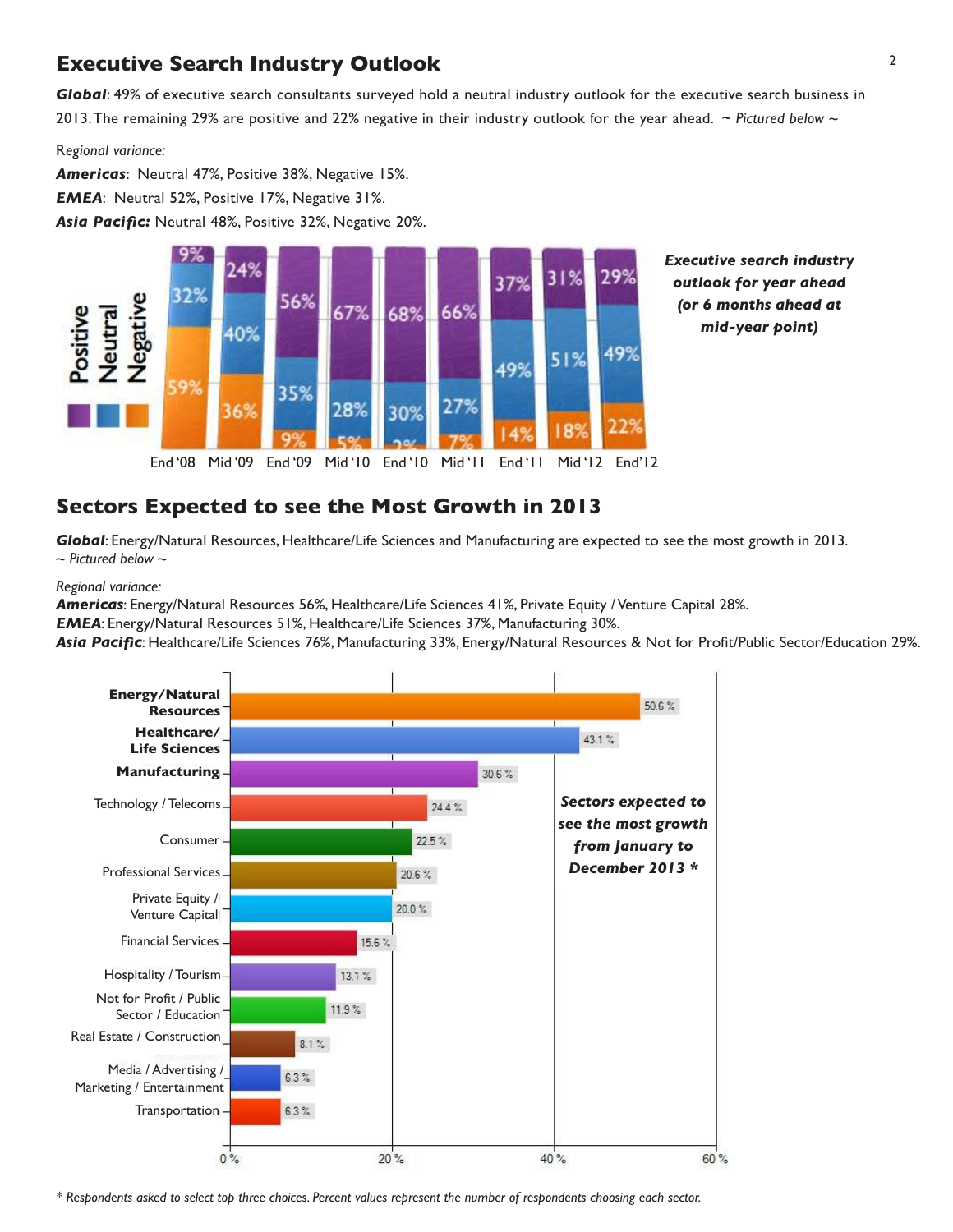## Executive Search Industry Outlook

***Global***: 49% of executive search consultants surveyed hold a neutral industry outlook for the executive search business in 2013. The remaining 29% are positive and 22% negative in their industry outlook for the year ahead. ~ *Pictured below* ~

Regional variance:

***Americas***: Neutral 47%, Positive 38%, Negative 15%.

***EMEA***: Neutral 52%, Positive 17%, Negative 31%.

***Asia Pacific:*** Neutral 48%, Positive 32%, Negative 20%.

***Executive search industry outlook for year ahead (or 6 months ahead at mid-year point)***

| | End '08 | Mid '09 | End '09 | Mid '10 | End '10 | Mid '11 | End '11 | Mid '12 | End '12 |
|---|---|---|---|---|---|---|---|---|---|
| Positive | 9% | 24% | 56% | 67% | 68% | 66% | 37% | 31% | 29% |
| Neutral | 32% | 40% | 35% | 28% | 30% | 27% | 49% | 51% | 49% |
| Negative | 59% | 36% | 9% | 5% | 2% | 7% | 14% | 18% | 22% |

## Sectors Expected to see the Most Growth in 2013

***Global***: Energy/Natural Resources, Healthcare/Life Sciences and Manufacturing are expected to see the most growth in 2013. ~ *Pictured below* ~

*Regional variance:*

***Americas***: Energy/Natural Resources 56%, Healthcare/Life Sciences 41%, Private Equity / Venture Capital 28%.

***EMEA***: Energy/Natural Resources 51%, Healthcare/Life Sciences 37%, Manufacturing 30%.

***Asia Pacific***: Healthcare/Life Sciences 76%, Manufacturing 33%, Energy/Natural Resources & Not for Profit/Public Sector/Education 29%.

***Sectors expected to see the most growth from January to December 2013 \****

| Sector | % |
|---|---|
| **Energy/Natural Resources** | 50.6 % |
| **Healthcare/Life Sciences** | 43.1 % |
| **Manufacturing** | 30.6 % |
| Technology / Telecoms | 24.4 % |
| Consumer | 22.5 % |
| Professional Services | 20.6 % |
| Private Equity / Venture Capital | 20.0 % |
| Financial Services | 15.6 % |
| Hospitality / Tourism | 13.1 % |
| Not for Profit / Public Sector / Education | 11.9 % |
| Real Estate / Construction | 8.1 % |
| Media / Advertising / Marketing / Entertainment | 6.3 % |
| Transportation | 6.3 % |

*\* Respondents asked to select top three choices. Percent values represent the number of respondents choosing each sector.*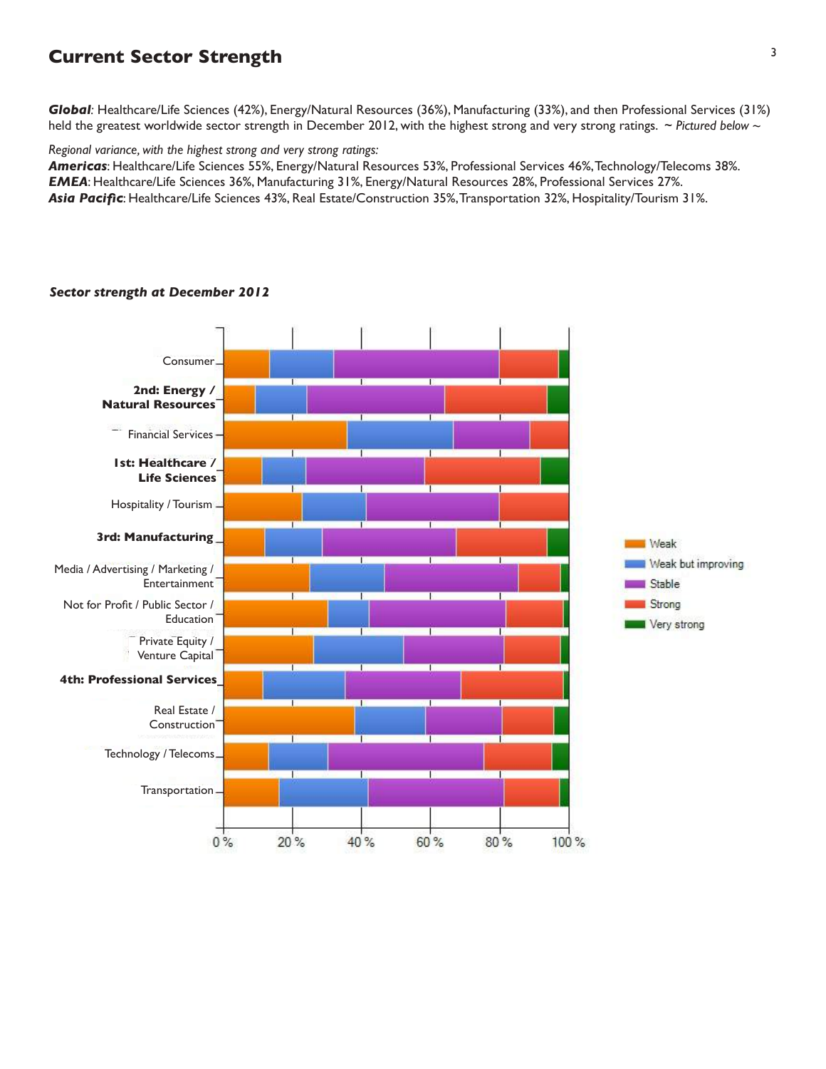# Current Sector Strength

***Global***: Healthcare/Life Sciences (42%), Energy/Natural Resources (36%), Manufacturing (33%), and then Professional Services (31%) held the greatest worldwide sector strength in December 2012, with the highest strong and very strong ratings. ~ *Pictured below* ~

*Regional variance, with the highest strong and very strong ratings:*
***Americas***: Healthcare/Life Sciences 55%, Energy/Natural Resources 53%, Professional Services 46%, Technology/Telecoms 38%.
***EMEA***: Healthcare/Life Sciences 36%, Manufacturing 31%, Energy/Natural Resources 28%, Professional Services 27%.
***Asia Pacific***: Healthcare/Life Sciences 43%, Real Estate/Construction 35%, Transportation 32%, Hospitality/Tourism 31%.

***Sector strength at December 2012***

Consumer
**2nd: Energy / Natural Resources**
Financial Services
**1st: Healthcare / Life Sciences**
Hospitality / Tourism
**3rd: Manufacturing**
Media / Advertising / Marketing / Entertainment
Not for Profit / Public Sector / Education
Private Equity / Venture Capital
**4th: Professional Services**
Real Estate / Construction
Technology / Telecoms
Transportation

0 % 20 % 40 % 60 % 80 % 100 %

Weak
Weak but improving
Stable
Strong
Very strong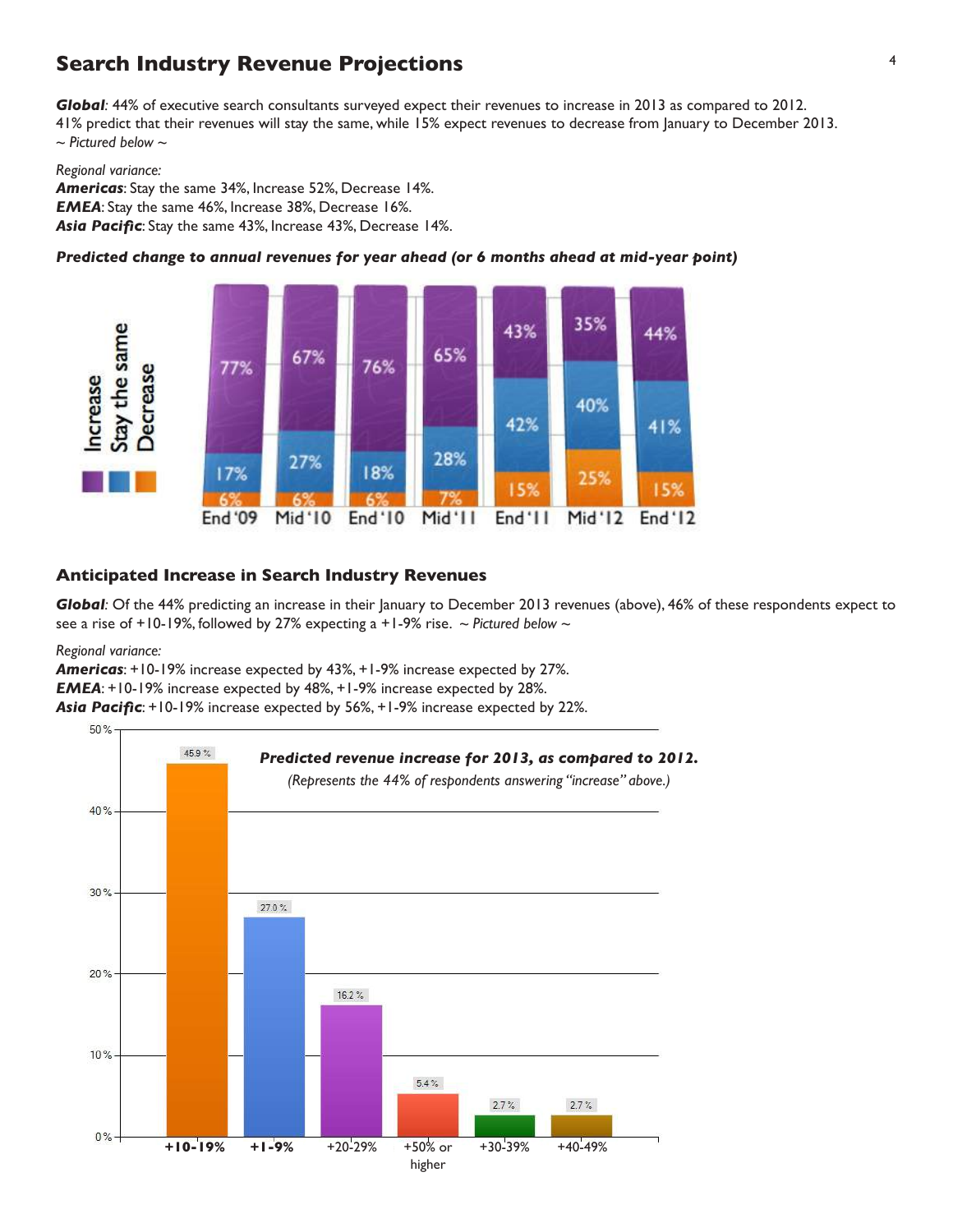## Search Industry Revenue Projections

***Global**: 44% of executive search consultants surveyed expect their revenues to increase in 2013 as compared to 2012.*
41% predict that their revenues will stay the same, while 15% expect revenues to decrease from January to December 2013.
*~ Pictured below ~*

*Regional variance:*
***Americas***: Stay the same 34%, Increase 52%, Decrease 14%.
***EMEA***: Stay the same 46%, Increase 38%, Decrease 16%.
***Asia Pacific***: Stay the same 43%, Increase 43%, Decrease 14%.

***Predicted change to annual revenues for year ahead (or 6 months ahead at mid-year point)***

| | End '09 | Mid '10 | End '10 | Mid '11 | End '11 | Mid '12 | End '12 |
|---|---|---|---|---|---|---|---|
| Increase | 77% | 67% | 76% | 65% | 43% | 35% | 44% |
| Stay the same | 17% | 27% | 18% | 28% | 42% | 40% | 41% |
| Decrease | 6% | 6% | 6% | 7% | 15% | 25% | 15% |

## Anticipated Increase in Search Industry Revenues

***Global**: Of the 44% predicting an increase in their January to December 2013 revenues (above), 46% of these respondents expect to see a rise of +10-19%, followed by 27% expecting a +1-9% rise. ~ Pictured below ~*

*Regional variance:*
***Americas***: +10-19% increase expected by 43%, +1-9% increase expected by 27%.
***EMEA***: +10-19% increase expected by 48%, +1-9% increase expected by 28%.
***Asia Pacific***: +10-19% increase expected by 56%, +1-9% increase expected by 22%.

***Predicted revenue increase for 2013, as compared to 2012.***
*(Represents the 44% of respondents answering "increase" above.)*

| Predicted increase | % |
|---|---|
| **+10-19%** | 45.9 % |
| **+1-9%** | 27.0 % |
| +20-29% | 16.2 % |
| +50% or higher | 5.4 % |
| +30-39% | 2.7 % |
| +40-49% | 2.7 % |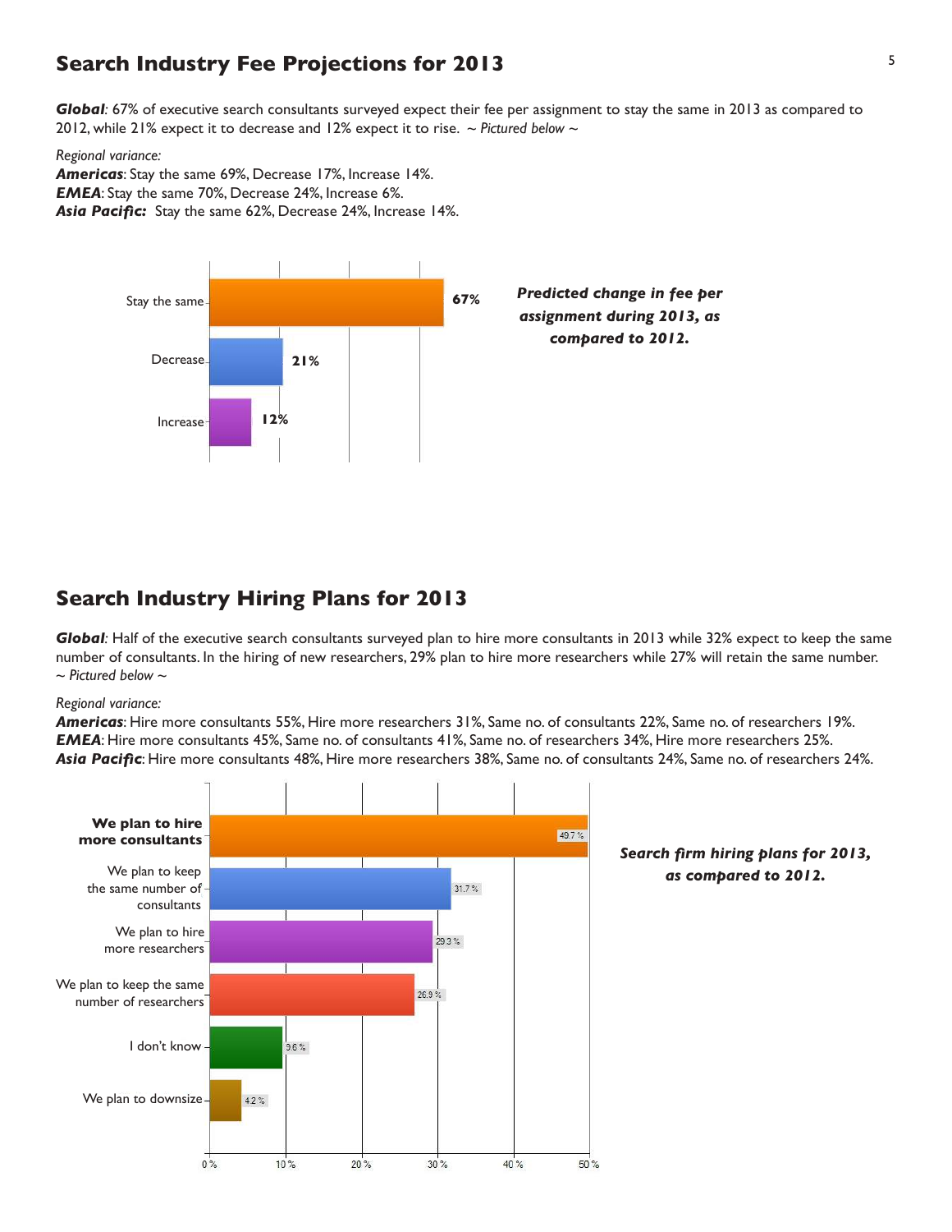## Search Industry Fee Projections for 2013

***Global***: 67% of executive search consultants surveyed expect their fee per assignment to stay the same in 2013 as compared to 2012, while 21% expect it to decrease and 12% expect it to rise. *~ Pictured below ~*

*Regional variance:*

***Americas***: Stay the same 69%, Decrease 17%, Increase 14%.
***EMEA***: Stay the same 70%, Decrease 24%, Increase 6%.
***Asia Pacific:*** Stay the same 62%, Decrease 24%, Increase 14%.

| Response | % |
|---|---|
| Stay the same | 67% |
| Decrease | 21% |
| Increase | 12% |

***Predicted change in fee per assignment during 2013, as compared to 2012.***

## Search Industry Hiring Plans for 2013

***Global***: Half of the executive search consultants surveyed plan to hire more consultants in 2013 while 32% expect to keep the same number of consultants. In the hiring of new researchers, 29% plan to hire more researchers while 27% will retain the same number. *~ Pictured below ~*

*Regional variance:*

***Americas***: Hire more consultants 55%, Hire more researchers 31%, Same no. of consultants 22%, Same no. of researchers 19%.
***EMEA***: Hire more consultants 45%, Same no. of consultants 41%, Same no. of researchers 34%, Hire more researchers 25%.
***Asia Pacific***: Hire more consultants 48%, Hire more researchers 38%, Same no. of consultants 24%, Same no. of researchers 24%.

| Response | % |
|---|---|
| **We plan to hire more consultants** | 49.7 % |
| We plan to keep the same number of consultants | 31.7 % |
| We plan to hire more researchers | 29.3 % |
| We plan to keep the same number of researchers | 26.9 % |
| I don't know | 9.6 % |
| We plan to downsize | 4.2 % |

***Search firm hiring plans for 2013, as compared to 2012.***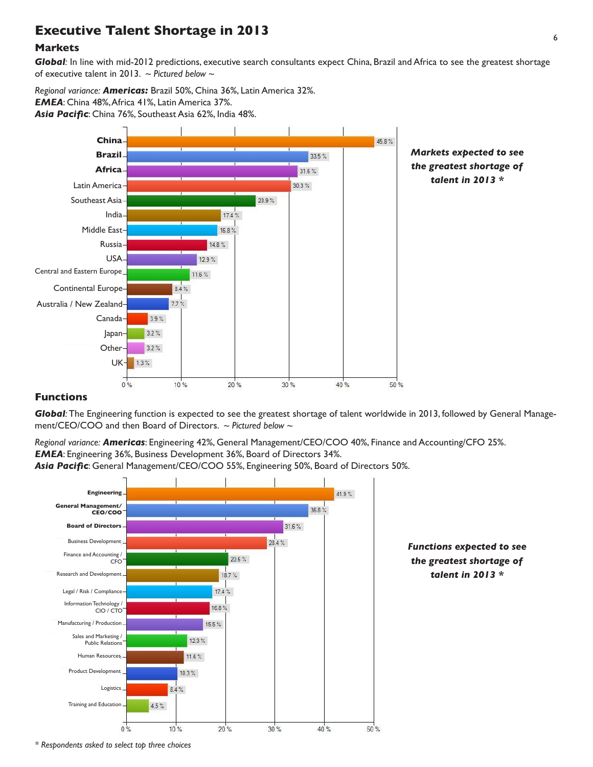# Executive Talent Shortage in 2013

## Markets

***Global**: In line with mid-2012 predictions, executive search consultants expect China, Brazil and Africa to see the greatest shortage of executive talent in 2013. ~ Pictured below ~*

*Regional variance:* ***Americas:*** Brazil 50%, China 36%, Latin America 32%.
***EMEA***: China 48%, Africa 41%, Latin America 37%.
***Asia Pacific***: China 76%, Southeast Asia 62%, India 48%.

***Markets expected to see the greatest shortage of talent in 2013 \****

| Market | % |
|---|---|
| **China** | 45.8 % |
| **Brazil** | 33.5 % |
| **Africa** | 31.6 % |
| Latin America | 30.3 % |
| Southeast Asia | 23.9 % |
| India | 17.4 % |
| Middle East | 16.8 % |
| Russia | 14.8 % |
| USA | 12.9 % |
| Central and Eastern Europe | 11.6 % |
| Continental Europe | 8.4 % |
| Australia / New Zealand | 7.7 % |
| Canada | 3.9 % |
| Japan | 3.2 % |
| Other | 3.2 % |
| UK | 1.3 % |

## Functions

***Global**: The Engineering function is expected to see the greatest shortage of talent worldwide in 2013, followed by General Management/CEO/COO and then Board of Directors. ~ Pictured below ~*

*Regional variance:* ***Americas***: Engineering 42%, General Management/CEO/COO 40%, Finance and Accounting/CFO 25%.
***EMEA***: Engineering 36%, Business Development 36%, Board of Directors 34%.
***Asia Pacific***: General Management/CEO/COO 55%, Engineering 50%, Board of Directors 50%.

***Functions expected to see the greatest shortage of talent in 2013 \****

| Function | % |
|---|---|
| **Engineering** | 41.9 % |
| **General Management/ CEO/COO** | 36.8 % |
| **Board of Directors** | 31.6 % |
| Business Development | 28.4 % |
| Finance and Accounting / CFO | 20.6 % |
| Research and Development | 18.7 % |
| Legal / Risk / Compliance | 17.4 % |
| Information Technology / CIO / CTO | 16.8 % |
| Manufacturing / Production | 15.5 % |
| Sales and Marketing / Public Relations | 12.3 % |
| Human Resources | 11.6 % |
| Product Development | 10.3 % |
| Logistics | 8.4 % |
| Training and Education | 4.5 % |

*\* Respondents asked to select top three choices*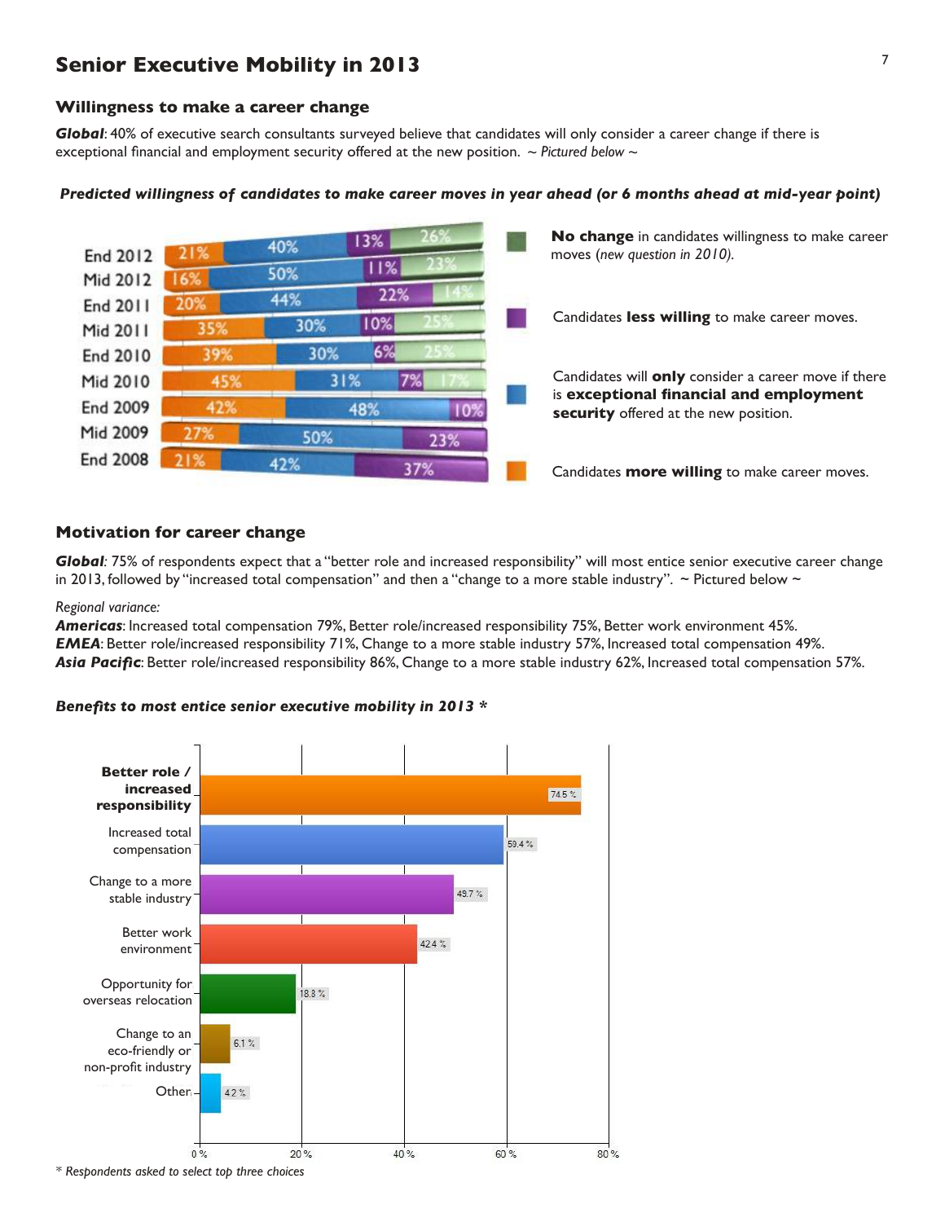# Senior Executive Mobility in 2013

## Willingness to make a career change

***Global***: 40% of executive search consultants surveyed believe that candidates will only consider a career change if there is exceptional financial and employment security offered at the new position. ~ *Pictured below* ~

***Predicted willingness of candidates to make career moves in year ahead (or 6 months ahead at mid-year point)***

| Period | More willing | Only if exceptional financial and employment security | Less willing | No change |
|---|---|---|---|---|
| End 2012 | 21% | 40% | 13% | 26% |
| Mid 2012 | 16% | 50% | 11% | 23% |
| End 2011 | 20% | 44% | 22% | 14% |
| Mid 2011 | 35% | 30% | 10% | 25% |
| End 2010 | 39% | 30% | 6% | 25% |
| Mid 2010 | 45% | 31% | 7% | 17% |
| End 2009 | 42% | 48% | 10% | |
| Mid 2009 | 27% | 50% | 23% | |
| End 2008 | 21% | 42% | 37% | |

**No change** in candidates willingness to make career moves (*new question in 2010*).

Candidates **less willing** to make career moves.

Candidates will **only** consider a career move if there is **exceptional financial and employment security** offered at the new position.

Candidates **more willing** to make career moves.

## Motivation for career change

***Global***: 75% of respondents expect that a "better role and increased responsibility" will most entice senior executive career change in 2013, followed by "increased total compensation" and then a "change to a more stable industry". ~ Pictured below ~

*Regional variance:*

***Americas***: Increased total compensation 79%, Better role/increased responsibility 75%, Better work environment 45%.
***EMEA***: Better role/increased responsibility 71%, Change to a more stable industry 57%, Increased total compensation 49%.
***Asia Pacific***: Better role/increased responsibility 86%, Change to a more stable industry 62%, Increased total compensation 57%.

***Benefits to most entice senior executive mobility in 2013 \****

| Benefit | % |
|---|---|
| **Better role / increased responsibility** | 74.5 % |
| Increased total compensation | 59.4 % |
| Change to a more stable industry | 49.7 % |
| Better work environment | 42.4 % |
| Opportunity for overseas relocation | 18.8 % |
| Change to an eco-friendly or non-profit industry | 6.1 % |
| Other | 4.2 % |

*\* Respondents asked to select top three choices*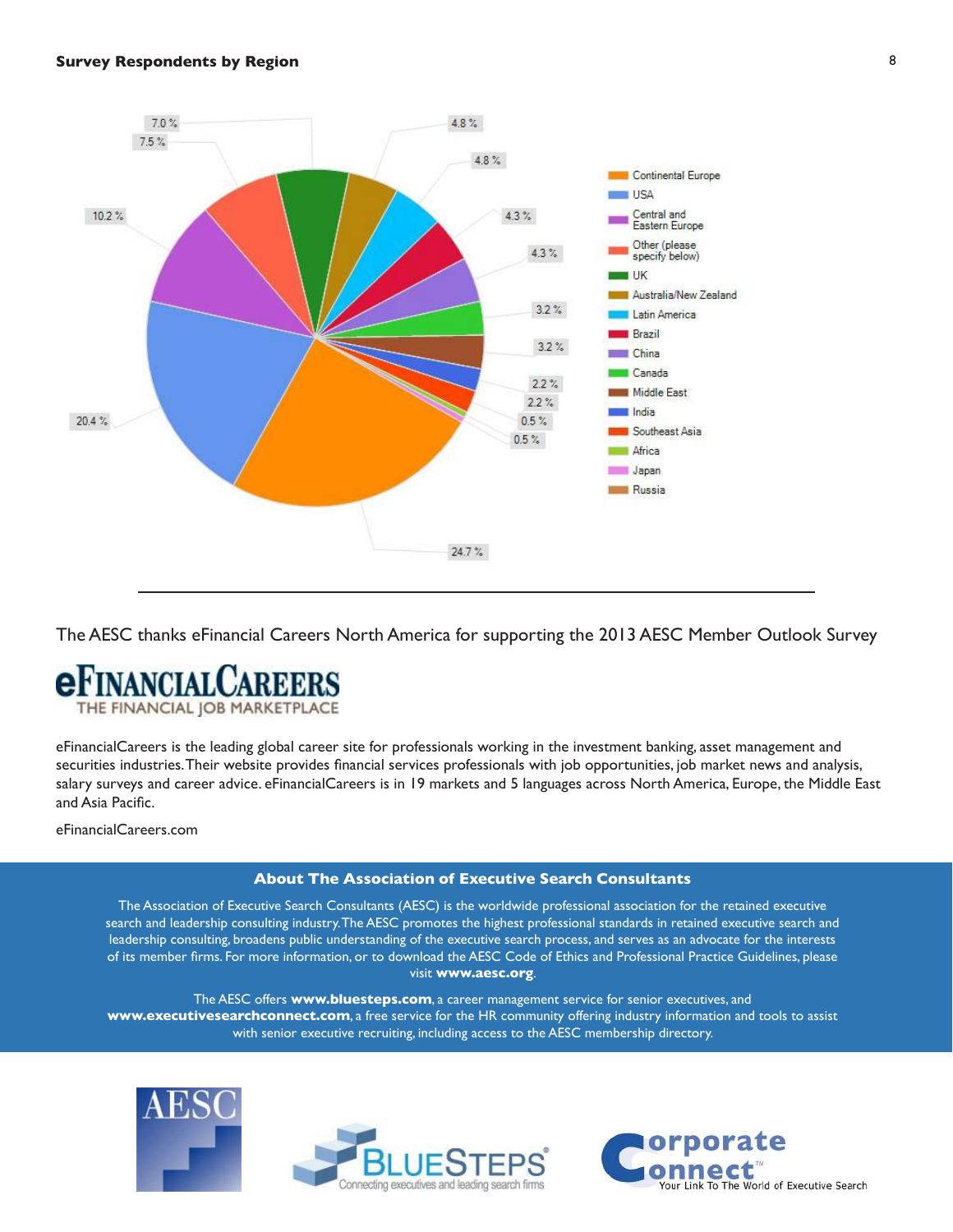**Survey Respondents by Region**

7.0 %
7.5 %
4.8 %
4.8 %
10.2 %
4.3 %
4.3 %
3.2 %
3.2 %
2.2 %
2.2 %
20.4 %
0.5 %
0.5 %
24.7 %

Continental Europe
USA
Central and Eastern Europe
Other (please specify below)
UK
Australia/New Zealand
Latin America
Brazil
China
Canada
Middle East
India
Southeast Asia
Africa
Japan
Russia

The AESC thanks eFinancial Careers North America for supporting the 2013 AESC Member Outlook Survey

eFINANCIALCAREERS
THE FINANCIAL JOB MARKETPLACE

eFinancialCareers is the leading global career site for professionals working in the investment banking, asset management and securities industries. Their website provides financial services professionals with job opportunities, job market news and analysis, salary surveys and career advice. eFinancialCareers is in 19 markets and 5 languages across North America, Europe, the Middle East and Asia Pacific.

eFinancialCareers.com

## About The Association of Executive Search Consultants

The Association of Executive Search Consultants (AESC) is the worldwide professional association for the retained executive search and leadership consulting industry. The AESC promotes the highest professional standards in retained executive search and leadership consulting, broadens public understanding of the executive search process, and serves as an advocate for the interests of its member firms. For more information, or to download the AESC Code of Ethics and Professional Practice Guidelines, please visit **www.aesc.org**.

The AESC offers **www.bluesteps.com**, a career management service for senior executives, and **www.executivesearchconnect.com**, a free service for the HR community offering industry information and tools to assist with senior executive recruiting, including access to the AESC membership directory.

AESC

BLUESTEPS
Connecting executives and leading search firms

Corporate Connect
Your Link To The World of Executive Search